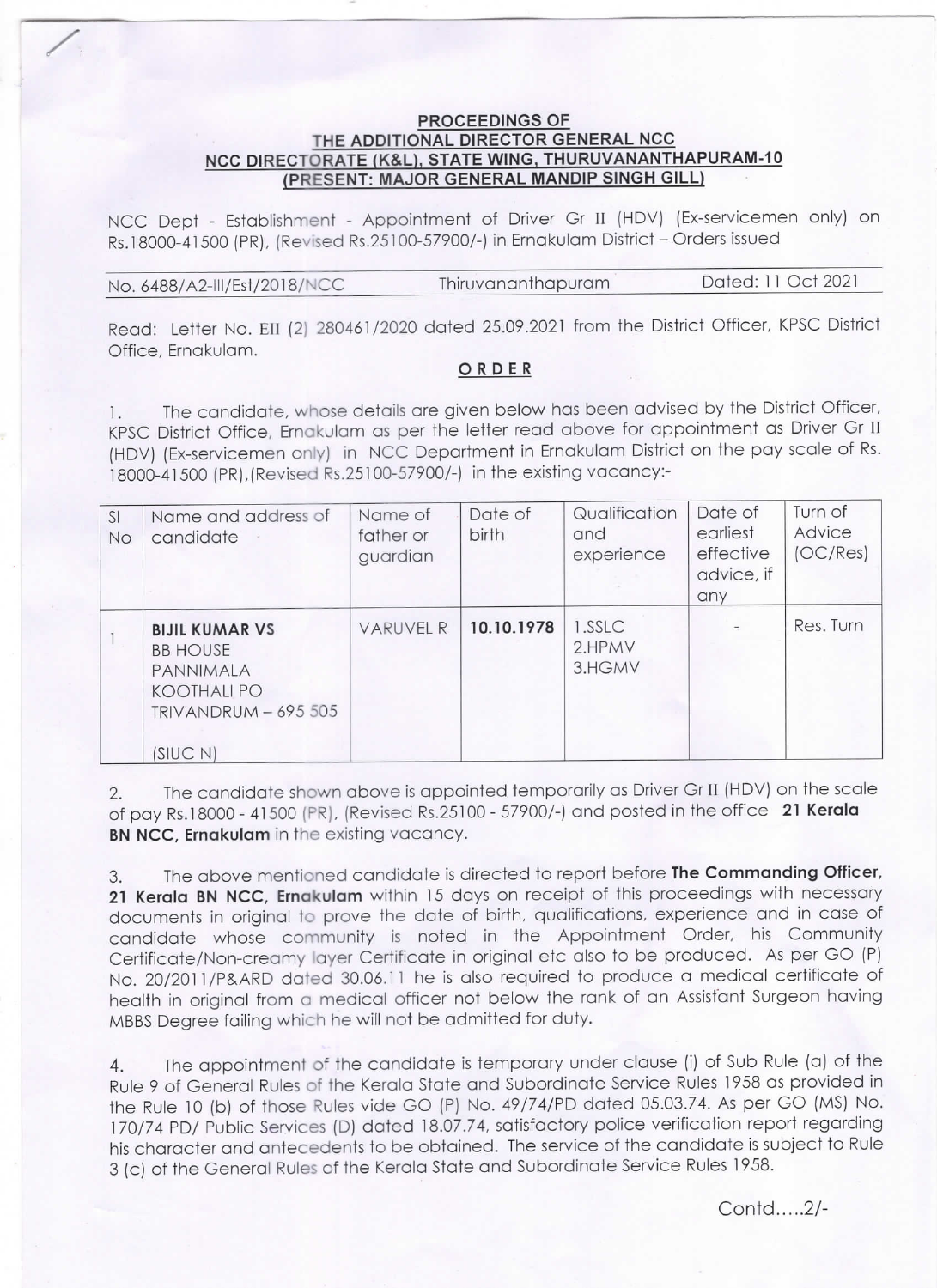**PROCEEDINGS OF**
**THE ADDITIONAL DIRECTOR GENERAL NCC**
**NCC DIRECTORATE (K&L), STATE WING, THURUVANANTHAPURAM-10**
**(PRESENT: MAJOR GENERAL MANDIP SINGH GILL)**

NCC Dept - Establishment - Appointment of Driver Gr II (HDV) (Ex-servicemen only) on Rs.18000-41500 (PR), (Revised Rs.25100-57900/-) in Ernakulam District – Orders issued

No. 6488/A2-III/Est/2018/NCC Thiruvananthapuram Dated: 11 Oct 2021

Read: Letter No. EII (2) 280461/2020 dated 25.09.2021 from the District Officer, KPSC District Office, Ernakulam.

## ORDER

1. The candidate, whose details are given below has been advised by the District Officer, KPSC District Office, Ernakulam as per the letter read above for appointment as Driver Gr II (HDV) (Ex-servicemen only) in NCC Department in Ernakulam District on the pay scale of Rs. 18000-41500 (PR),(Revised Rs.25100-57900/-) in the existing vacancy:-

| Sl No | Name and address of candidate | Name of father or guardian | Date of birth | Qualification and experience | Date of earliest effective advice, if any | Turn of Advice (OC/Res) |
|---|---|---|---|---|---|---|
| 1 | **BIJIL KUMAR VS**<br>BB HOUSE<br>PANNIMALA<br>KOOTHALI PO<br>TRIVANDRUM – 695 505<br><br>(SIUC N) | VARUVEL R | **10.10.1978** | 1.SSLC<br>2.HPMV<br>3.HGMV | - | Res. Turn |

2. The candidate shown above is appointed temporarily as Driver Gr II (HDV) on the scale of pay Rs.18000 - 41500 (PR), (Revised Rs.25100 - 57900/-) and posted in the office **21 Kerala BN NCC, Ernakulam** in the existing vacancy.

3. The above mentioned candidate is directed to report before **The Commanding Officer, 21 Kerala BN NCC, Ernakulam** within 15 days on receipt of this proceedings with necessary documents in original to prove the date of birth, qualifications, experience and in case of candidate whose community is noted in the Appointment Order, his Community Certificate/Non-creamy layer Certificate in original etc also to be produced. As per GO (P) No. 20/2011/P&ARD dated 30.06.11 he is also required to produce a medical certificate of health in original from a medical officer not below the rank of an Assistant Surgeon having MBBS Degree failing which he will not be admitted for duty.

4. The appointment of the candidate is temporary under clause (i) of Sub Rule (a) of the Rule 9 of General Rules of the Kerala State and Subordinate Service Rules 1958 as provided in the Rule 10 (b) of those Rules vide GO (P) No. 49/74/PD dated 05.03.74. As per GO (MS) No. 170/74 PD/ Public Services (D) dated 18.07.74, satisfactory police verification report regarding his character and antecedents to be obtained. The service of the candidate is subject to Rule 3 (c) of the General Rules of the Kerala State and Subordinate Service Rules 1958.

Contd.....2/-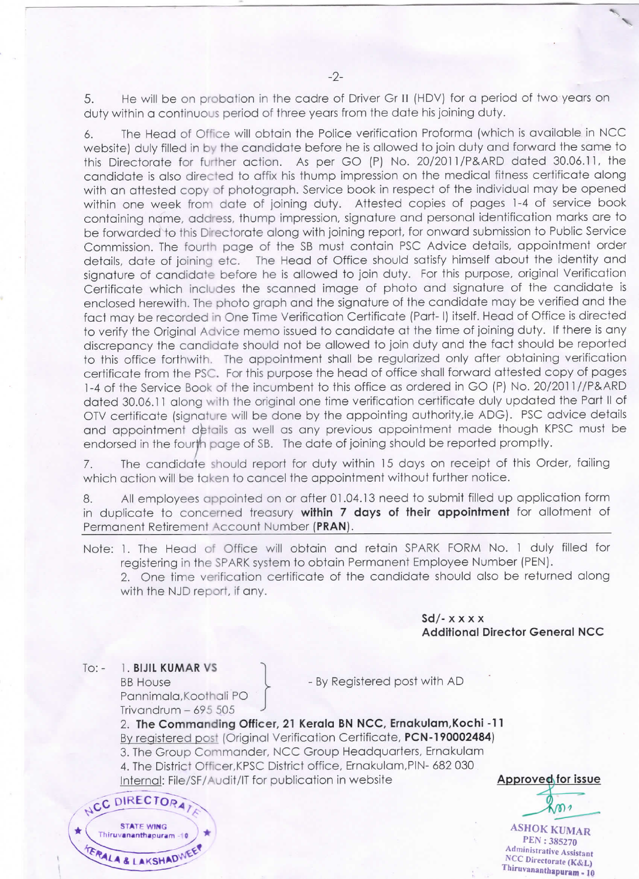5. He will be on probation in the cadre of Driver Gr II (HDV) for a period of two years on duty within a continuous period of three years from the date his joining duty.

6. The Head of Office will obtain the Police verification Proforma (which is available in NCC website) duly filled in by the candidate before he is allowed to join duty and forward the same to this Directorate for further action. As per GO (P) No. 20/2011/P&ARD dated 30.06.11, the candidate is also directed to affix his thump impression on the medical fitness certificate along with an attested copy of photograph. Service book in respect of the individual may be opened within one week from date of joining duty. Attested copies of pages 1-4 of service book containing name, address, thump impression, signature and personal identification marks are to be forwarded to this Directorate along with joining report, for onward submission to Public Service Commission. The fourth page of the SB must contain PSC Advice details, appointment order details, date of joining etc. The Head of Office should satisfy himself about the identity and signature of candidate before he is allowed to join duty. For this purpose, original Verification Certificate which includes the scanned image of photo and signature of the candidate is enclosed herewith. The photo graph and the signature of the candidate may be verified and the fact may be recorded in One Time Verification Certificate (Part- I) itself. Head of Office is directed to verify the Original Advice memo issued to candidate at the time of joining duty. If there is any discrepancy the candidate should not be allowed to join duty and the fact should be reported to this office forthwith. The appointment shall be regularized only after obtaining verification certificate from the PSC. For this purpose the head of office shall forward attested copy of pages 1-4 of the Service Book of the incumbent to this office as ordered in GO (P) No. 20/2011//P&ARD dated 30.06.11 along with the original one time verification certificate duly updated the Part II of OTV certificate (signature will be done by the appointing authority,ie ADG). PSC advice details and appointment details as well as any previous appointment made though KPSC must be endorsed in the fourth page of SB. The date of joining should be reported promptly.

7. The candidate should report for duty within 15 days on receipt of this Order, failing which action will be taken to cancel the appointment without further notice.

8. All employees appointed on or after 01.04.13 need to submit filled up application form in duplicate to concerned treasury **within 7 days of their appointment** for allotment of Permanent Retirement Account Number (**PRAN**).

Note: 1. The Head of Office will obtain and retain SPARK FORM No. 1 duly filled for registering in the SPARK system to obtain Permanent Employee Number (PEN).
2. One time verification certificate of the candidate should also be returned along with the NJD report, if any.

**Sd/- x x x x**
**Additional Director General NCC**

To: -
1. **BIJIL KUMAR VS**
BB House
Pannimala,Koothali PO
Trivandrum – 695 505
- By Registered post with AD

2. **The Commanding Officer, 21 Kerala BN NCC, Ernakulam,Kochi -11**
By registered post (Original Verification Certificate, **PCN-190002484**)
3. The Group Commander, NCC Group Headquarters, Ernakulam
4. The District Officer,KPSC District office, Ernakulam,PIN- 682 030
Internal: File/SF/Audit/IT for publication in website

NCC DIRECTORATE
STATE WING
Thiruvananthapuram -10
KERALA & LAKSHADWEEP

Approved for issue

ASHOK KUMAR
PEN : 385270
Administrative Assistant
NCC Directorate (K&L)
Thiruvananthapuram - 10